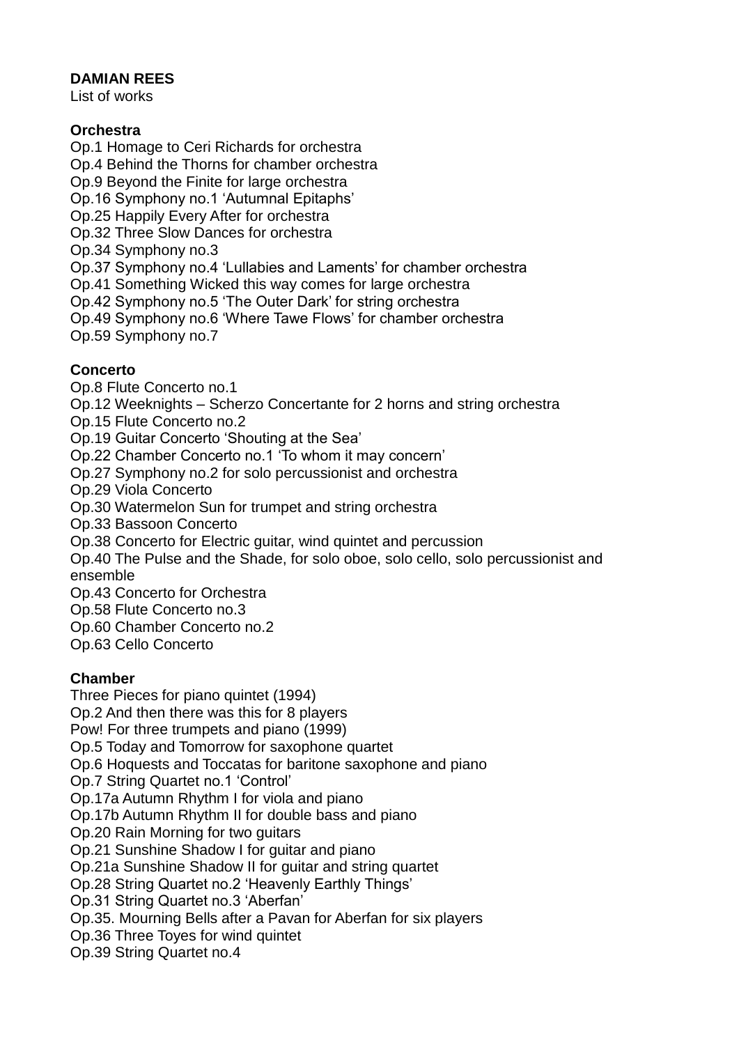**DAMIAN REES**

List of works

**Orchestra**

Op.1 Homage to Ceri Richards for orchestra
Op.4 Behind the Thorns for chamber orchestra
Op.9 Beyond the Finite for large orchestra
Op.16 Symphony no.1 'Autumnal Epitaphs'
Op.25 Happily Every After for orchestra
Op.32 Three Slow Dances for orchestra
Op.34 Symphony no.3
Op.37 Symphony no.4 'Lullabies and Laments' for chamber orchestra
Op.41 Something Wicked this way comes for large orchestra
Op.42 Symphony no.5 'The Outer Dark' for string orchestra
Op.49 Symphony no.6 'Where Tawe Flows' for chamber orchestra
Op.59 Symphony no.7

**Concerto**

Op.8 Flute Concerto no.1
Op.12 Weeknights – Scherzo Concertante for 2 horns and string orchestra
Op.15 Flute Concerto no.2
Op.19 Guitar Concerto 'Shouting at the Sea'
Op.22 Chamber Concerto no.1 'To whom it may concern'
Op.27 Symphony no.2 for solo percussionist and orchestra
Op.29 Viola Concerto
Op.30 Watermelon Sun for trumpet and string orchestra
Op.33 Bassoon Concerto
Op.38 Concerto for Electric guitar, wind quintet and percussion
Op.40 The Pulse and the Shade, for solo oboe, solo cello, solo percussionist and ensemble
Op.43 Concerto for Orchestra
Op.58 Flute Concerto no.3
Op.60 Chamber Concerto no.2
Op.63 Cello Concerto

**Chamber**

Three Pieces for piano quintet (1994)
Op.2 And then there was this for 8 players
Pow! For three trumpets and piano (1999)
Op.5 Today and Tomorrow for saxophone quartet
Op.6 Hoquests and Toccatas for baritone saxophone and piano
Op.7 String Quartet no.1 'Control'
Op.17a Autumn Rhythm I for viola and piano
Op.17b Autumn Rhythm II for double bass and piano
Op.20 Rain Morning for two guitars
Op.21 Sunshine Shadow I for guitar and piano
Op.21a Sunshine Shadow II for guitar and string quartet
Op.28 String Quartet no.2 'Heavenly Earthly Things'
Op.31 String Quartet no.3 'Aberfan'
Op.35. Mourning Bells after a Pavan for Aberfan for six players
Op.36 Three Toyes for wind quintet
Op.39 String Quartet no.4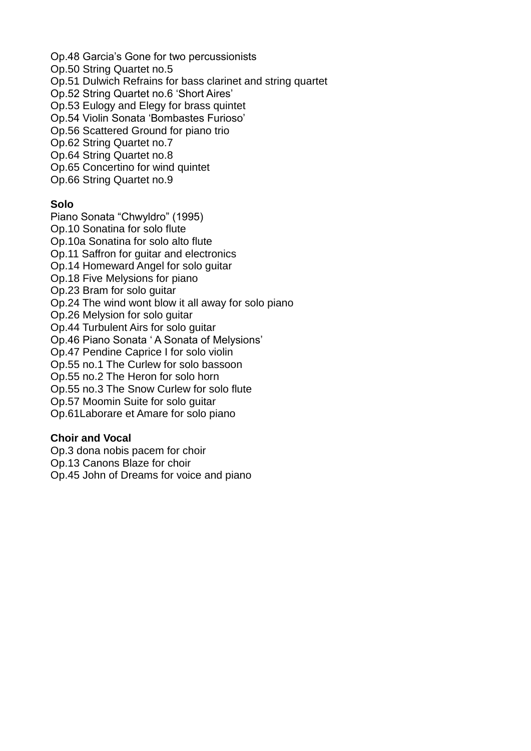Op.48 Garcia's Gone for two percussionists
Op.50 String Quartet no.5
Op.51 Dulwich Refrains for bass clarinet and string quartet
Op.52 String Quartet no.6 'Short Aires'
Op.53 Eulogy and Elegy for brass quintet
Op.54 Violin Sonata 'Bombastes Furioso'
Op.56 Scattered Ground for piano trio
Op.62 String Quartet no.7
Op.64 String Quartet no.8
Op.65 Concertino for wind quintet
Op.66 String Quartet no.9

**Solo**

Piano Sonata "Chwyldro" (1995)
Op.10 Sonatina for solo flute
Op.10a Sonatina for solo alto flute
Op.11 Saffron for guitar and electronics
Op.14 Homeward Angel for solo guitar
Op.18 Five Melysions for piano
Op.23 Bram for solo guitar
Op.24 The wind wont blow it all away for solo piano
Op.26 Melysion for solo guitar
Op.44 Turbulent Airs for solo guitar
Op.46 Piano Sonata ' A Sonata of Melysions'
Op.47 Pendine Caprice I for solo violin
Op.55 no.1 The Curlew for solo bassoon
Op.55 no.2 The Heron for solo horn
Op.55 no.3 The Snow Curlew for solo flute
Op.57 Moomin Suite for solo guitar
Op.61Laborare et Amare for solo piano

**Choir and Vocal**

Op.3 dona nobis pacem for choir
Op.13 Canons Blaze for choir
Op.45 John of Dreams for voice and piano